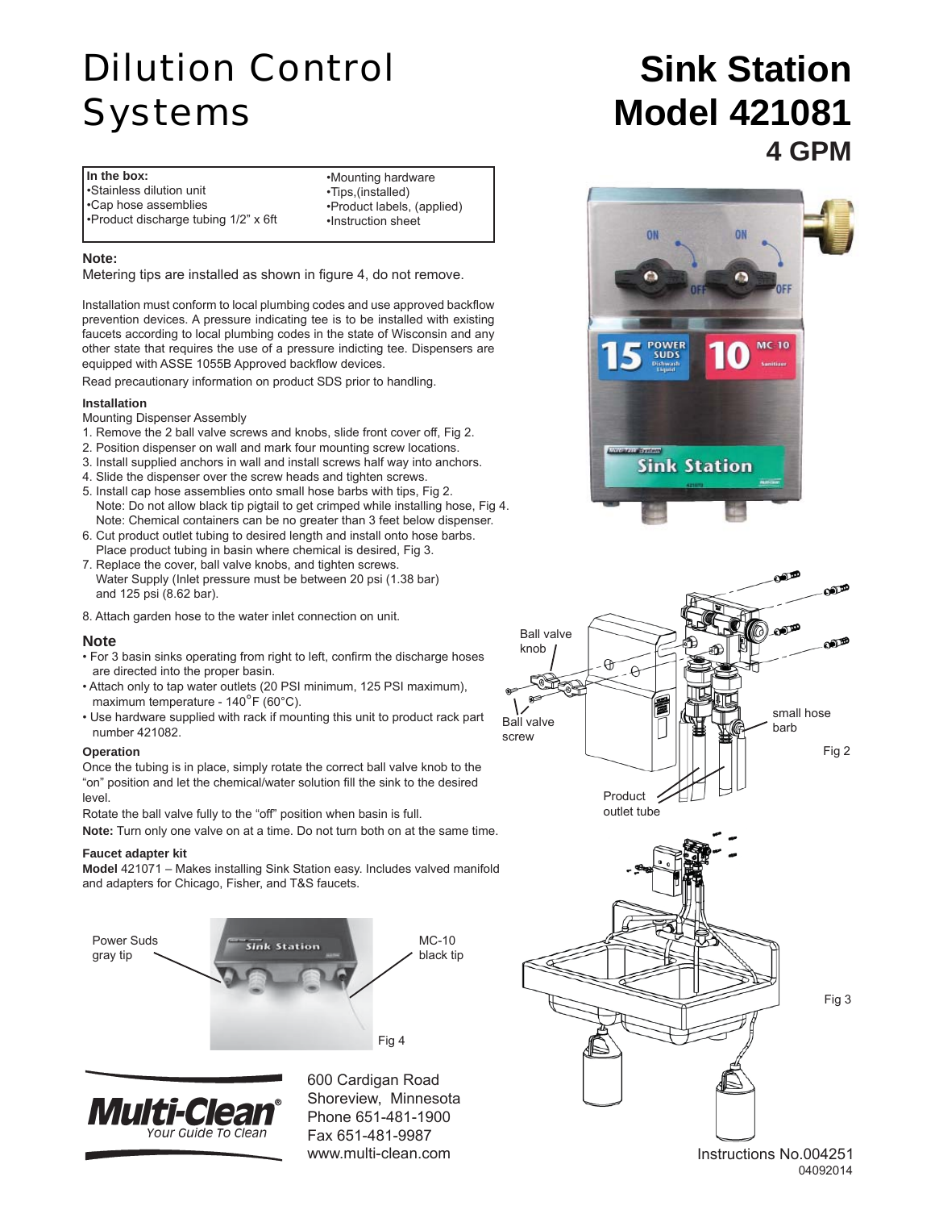# Dilution Control Systems

# Sink Station Model 421081

## 4 GPM

**In the box:**
- •Stainless dilution unit
- •Cap hose assemblies
- •Product discharge tubing 1/2" x 6ft
- •Mounting hardware
- •Tips,(installed)
- •Product labels, (applied)
- •Instruction sheet

**Note:**

Metering tips are installed as shown in figure 4, do not remove.

Installation must conform to local plumbing codes and use approved backflow prevention devices. A pressure indicating tee is to be installed with existing faucets according to local plumbing codes in the state of Wisconsin and any other state that requires the use of a pressure indicting tee. Dispensers are equipped with ASSE 1055B Approved backflow devices.

Read precautionary information on product SDS prior to handling.

### Installation

Mounting Dispenser Assembly

1. Remove the 2 ball valve screws and knobs, slide front cover off, Fig 2.
2. Position dispenser on wall and mark four mounting screw locations.
3. Install supplied anchors in wall and install screws half way into anchors.
4. Slide the dispenser over the screw heads and tighten screws.
5. Install cap hose assemblies onto small hose barbs with tips, Fig 2.
   Note: Do not allow black tip pigtail to get crimped while installing hose, Fig 4.
   Note: Chemical containers can be no greater than 3 feet below dispenser.
6. Cut product outlet tubing to desired length and install onto hose barbs.
   Place product tubing in basin where chemical is desired, Fig 3.
7. Replace the cover, ball valve knobs, and tighten screws.
   Water Supply (Inlet pressure must be between 20 psi (1.38 bar) and 125 psi (8.62 bar).
8. Attach garden hose to the water inlet connection on unit.

### Note

- For 3 basin sinks operating from right to left, confirm the discharge hoses are directed into the proper basin.
- Attach only to tap water outlets (20 PSI minimum, 125 PSI maximum), maximum temperature - 140°F (60°C).
- Use hardware supplied with rack if mounting this unit to product rack part number 421082.

### Operation

Once the tubing is in place, simply rotate the correct ball valve knob to the "on" position and let the chemical/water solution fill the sink to the desired level.

Rotate the ball valve fully to the "off" position when basin is full.

**Note:** Turn only one valve on at a time. Do not turn both on at the same time.

### Faucet adapter kit

**Model** 421071 – Makes installing Sink Station easy. Includes valved manifold and adapters for Chicago, Fisher, and T&S faucets.

Power Suds gray tip

MC-10 black tip

Fig 4

Ball valve knob

Ball valve screw

small hose barb

Product outlet tube

Fig 2

Fig 3

Multi-Clean® Your Guide To Clean

600 Cardigan Road
Shoreview, Minnesota
Phone 651-481-1900
Fax 651-481-9987
www.multi-clean.com

Instructions No.004251
04092014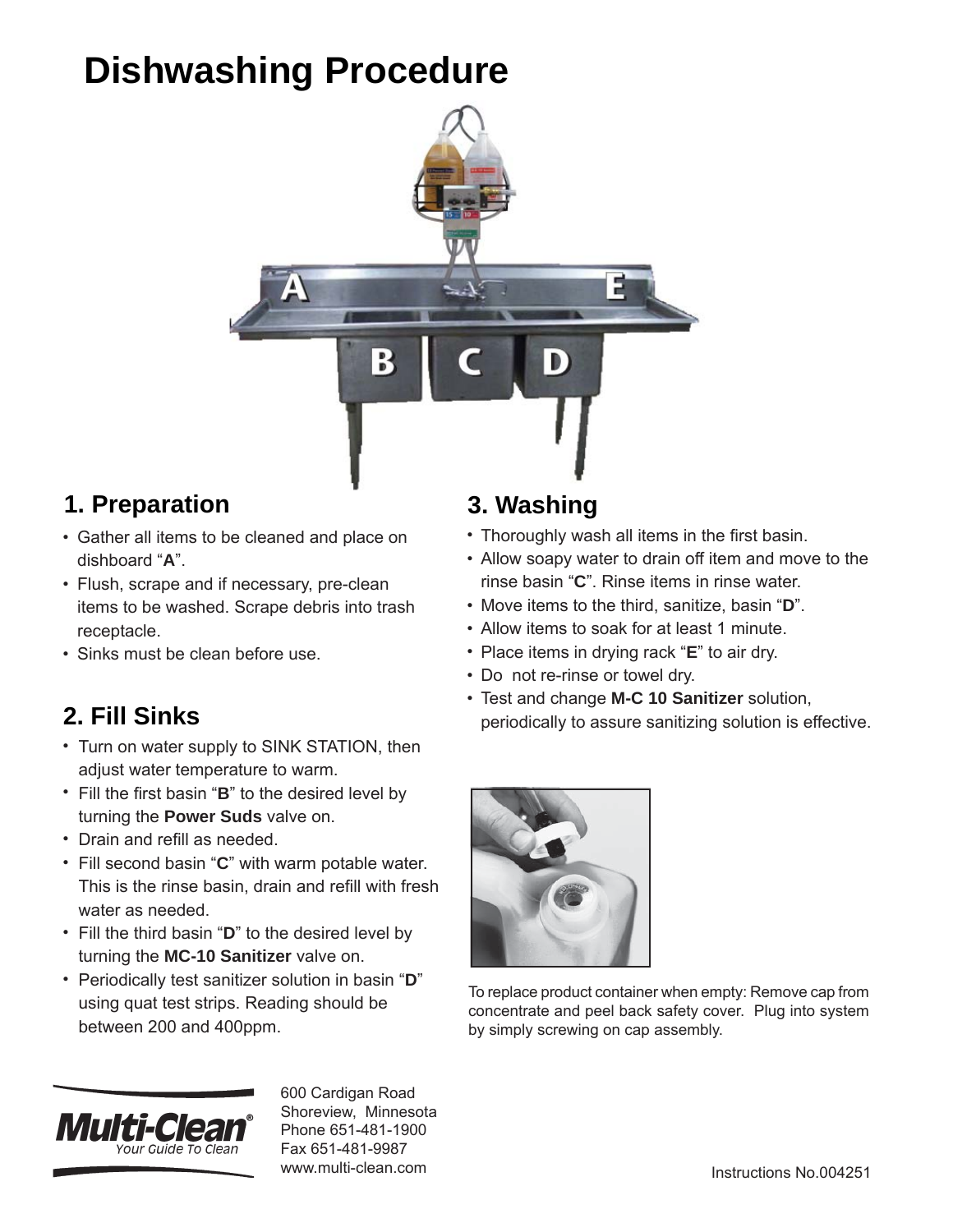# Dishwashing Procedure

## 1. Preparation

- Gather all items to be cleaned and place on dishboard "**A**".
- Flush, scrape and if necessary, pre-clean items to be washed. Scrape debris into trash receptacle.
- Sinks must be clean before use.

## 2. Fill Sinks

- Turn on water supply to SINK STATION, then adjust water temperature to warm.
- Fill the first basin "**B**" to the desired level by turning the **Power Suds** valve on.
- Drain and refill as needed.
- Fill second basin "**C**" with warm potable water. This is the rinse basin, drain and refill with fresh water as needed.
- Fill the third basin "**D**" to the desired level by turning the **MC-10 Sanitizer** valve on.
- Periodically test sanitizer solution in basin "**D**" using quat test strips. Reading should be between 200 and 400ppm.

## 3. Washing

- Thoroughly wash all items in the first basin.
- Allow soapy water to drain off item and move to the rinse basin "**C**". Rinse items in rinse water.
- Move items to the third, sanitize, basin "**D**".
- Allow items to soak for at least 1 minute.
- Place items in drying rack "**E**" to air dry.
- Do not re-rinse or towel dry.
- Test and change **M-C 10 Sanitizer** solution, periodically to assure sanitizing solution is effective.

To replace product container when empty: Remove cap from concentrate and peel back safety cover. Plug into system by simply screwing on cap assembly.

Multi-Clean® Your Guide To Clean

600 Cardigan Road
Shoreview, Minnesota
Phone 651-481-1900
Fax 651-481-9987
www.multi-clean.com

Instructions No.004251